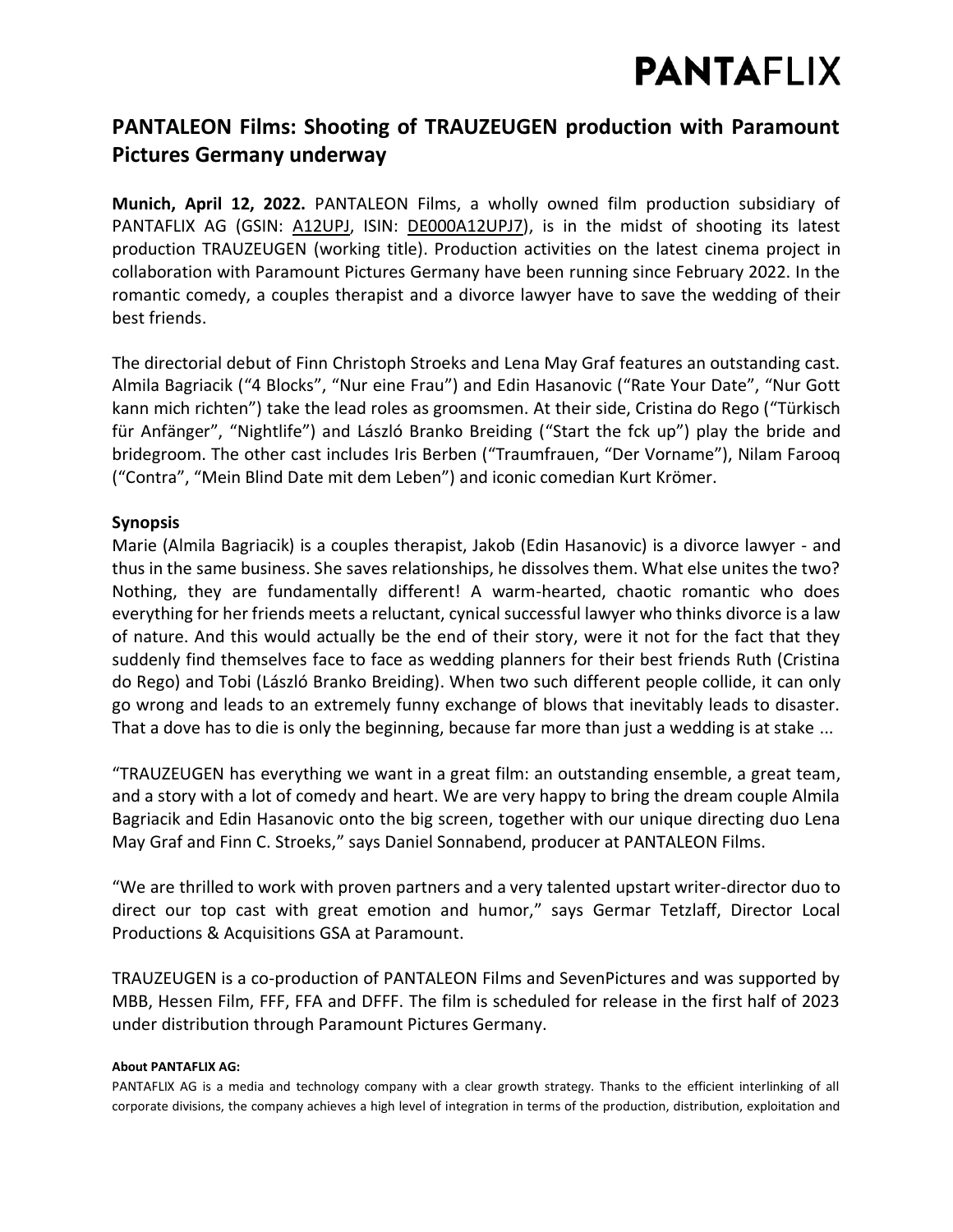# PANTALEON Films: Shooting of TRAUZEUGEN production with Paramount Pictures Germany underway

**Munich, April 12, 2022.** PANTALEON Films, a wholly owned film production subsidiary of PANTAFLIX AG (GSIN: A12UPJ, ISIN: DE000A12UPJ7), is in the midst of shooting its latest production TRAUZEUGEN (working title). Production activities on the latest cinema project in collaboration with Paramount Pictures Germany have been running since February 2022. In the romantic comedy, a couples therapist and a divorce lawyer have to save the wedding of their best friends.

The directorial debut of Finn Christoph Stroeks and Lena May Graf features an outstanding cast. Almila Bagriacik ("4 Blocks", "Nur eine Frau") and Edin Hasanovic ("Rate Your Date", "Nur Gott kann mich richten") take the lead roles as groomsmen. At their side, Cristina do Rego ("Türkisch für Anfänger", "Nightlife") and László Branko Breiding ("Start the fck up") play the bride and bridegroom. The other cast includes Iris Berben ("Traumfrauen, "Der Vorname"), Nilam Farooq ("Contra", "Mein Blind Date mit dem Leben") and iconic comedian Kurt Krömer.

**Synopsis**

Marie (Almila Bagriacik) is a couples therapist, Jakob (Edin Hasanovic) is a divorce lawyer - and thus in the same business. She saves relationships, he dissolves them. What else unites the two? Nothing, they are fundamentally different! A warm-hearted, chaotic romantic who does everything for her friends meets a reluctant, cynical successful lawyer who thinks divorce is a law of nature. And this would actually be the end of their story, were it not for the fact that they suddenly find themselves face to face as wedding planners for their best friends Ruth (Cristina do Rego) and Tobi (László Branko Breiding). When two such different people collide, it can only go wrong and leads to an extremely funny exchange of blows that inevitably leads to disaster. That a dove has to die is only the beginning, because far more than just a wedding is at stake ...

"TRAUZEUGEN has everything we want in a great film: an outstanding ensemble, a great team, and a story with a lot of comedy and heart. We are very happy to bring the dream couple Almila Bagriacik and Edin Hasanovic onto the big screen, together with our unique directing duo Lena May Graf and Finn C. Stroeks," says Daniel Sonnabend, producer at PANTALEON Films.

"We are thrilled to work with proven partners and a very talented upstart writer-director duo to direct our top cast with great emotion and humor," says Germar Tetzlaff, Director Local Productions & Acquisitions GSA at Paramount.

TRAUZEUGEN is a co-production of PANTALEON Films and SevenPictures and was supported by MBB, Hessen Film, FFF, FFA and DFFF. The film is scheduled for release in the first half of 2023 under distribution through Paramount Pictures Germany.

**About PANTAFLIX AG:**

PANTAFLIX AG is a media and technology company with a clear growth strategy. Thanks to the efficient interlinking of all corporate divisions, the company achieves a high level of integration in terms of the production, distribution, exploitation and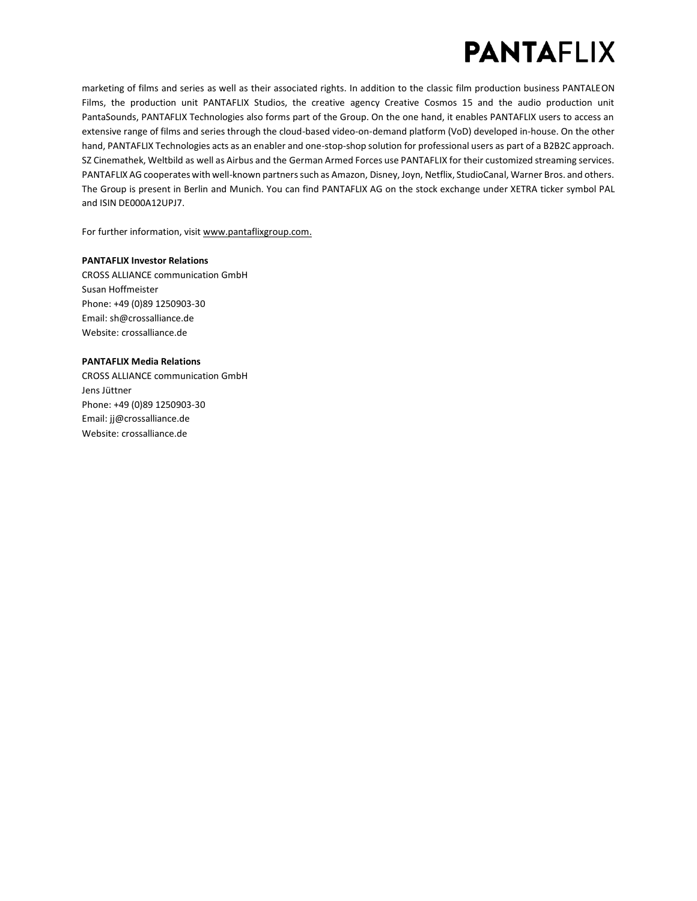marketing of films and series as well as their associated rights. In addition to the classic film production business PANTALEON Films, the production unit PANTAFLIX Studios, the creative agency Creative Cosmos 15 and the audio production unit PantaSounds, PANTAFLIX Technologies also forms part of the Group. On the one hand, it enables PANTAFLIX users to access an extensive range of films and series through the cloud-based video-on-demand platform (VoD) developed in-house. On the other hand, PANTAFLIX Technologies acts as an enabler and one-stop-shop solution for professional users as part of a B2B2C approach. SZ Cinemathek, Weltbild as well as Airbus and the German Armed Forces use PANTAFLIX for their customized streaming services. PANTAFLIX AG cooperates with well-known partners such as Amazon, Disney, Joyn, Netflix, StudioCanal, Warner Bros. and others. The Group is present in Berlin and Munich. You can find PANTAFLIX AG on the stock exchange under XETRA ticker symbol PAL and ISIN DE000A12UPJ7.

For further information, visit www.pantaflixgroup.com.

**PANTAFLIX Investor Relations**
CROSS ALLIANCE communication GmbH
Susan Hoffmeister
Phone: +49 (0)89 1250903-30
Email: sh@crossalliance.de
Website: crossalliance.de

**PANTAFLIX Media Relations**
CROSS ALLIANCE communication GmbH
Jens Jüttner
Phone: +49 (0)89 1250903-30
Email: jj@crossalliance.de
Website: crossalliance.de